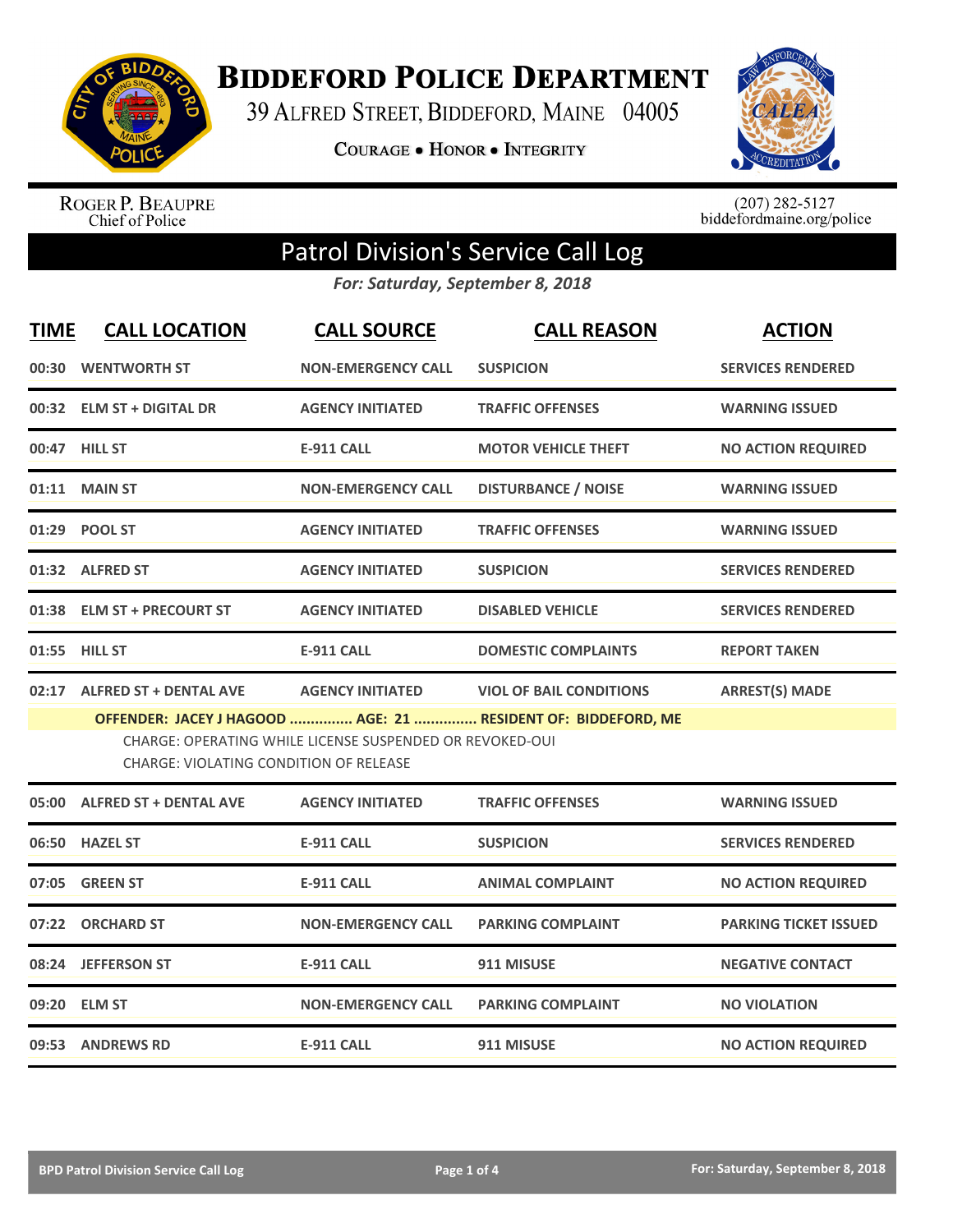# Biddeford Police Department

39 Alfred Street, Biddeford, Maine 04005

**Courage • Honor • Integrity**

Roger P. Beaupre
Chief of Police

(207) 282-5127
biddefordmaine.org/police

## Patrol Division's Service Call Log

*For: Saturday, September 8, 2018*

| TIME | CALL LOCATION | CALL SOURCE | CALL REASON | ACTION |
|---|---|---|---|---|
| 00:30 | WENTWORTH ST | NON-EMERGENCY CALL | SUSPICION | SERVICES RENDERED |
| 00:32 | ELM ST + DIGITAL DR | AGENCY INITIATED | TRAFFIC OFFENSES | WARNING ISSUED |
| 00:47 | HILL ST | E-911 CALL | MOTOR VEHICLE THEFT | NO ACTION REQUIRED |
| 01:11 | MAIN ST | NON-EMERGENCY CALL | DISTURBANCE / NOISE | WARNING ISSUED |
| 01:29 | POOL ST | AGENCY INITIATED | TRAFFIC OFFENSES | WARNING ISSUED |
| 01:32 | ALFRED ST | AGENCY INITIATED | SUSPICION | SERVICES RENDERED |
| 01:38 | ELM ST + PRECOURT ST | AGENCY INITIATED | DISABLED VEHICLE | SERVICES RENDERED |
| 01:55 | HILL ST | E-911 CALL | DOMESTIC COMPLAINTS | REPORT TAKEN |
| 02:17 | ALFRED ST + DENTAL AVE | AGENCY INITIATED | VIOL OF BAIL CONDITIONS | ARREST(S) MADE |

**OFFENDER: JACEY J HAGOOD ............... AGE: 21 ............... RESIDENT OF: BIDDEFORD, ME**

CHARGE: OPERATING WHILE LICENSE SUSPENDED OR REVOKED-OUI
CHARGE: VIOLATING CONDITION OF RELEASE

| TIME | CALL LOCATION | CALL SOURCE | CALL REASON | ACTION |
|---|---|---|---|---|
| 05:00 | ALFRED ST + DENTAL AVE | AGENCY INITIATED | TRAFFIC OFFENSES | WARNING ISSUED |
| 06:50 | HAZEL ST | E-911 CALL | SUSPICION | SERVICES RENDERED |
| 07:05 | GREEN ST | E-911 CALL | ANIMAL COMPLAINT | NO ACTION REQUIRED |
| 07:22 | ORCHARD ST | NON-EMERGENCY CALL | PARKING COMPLAINT | PARKING TICKET ISSUED |
| 08:24 | JEFFERSON ST | E-911 CALL | 911 MISUSE | NEGATIVE CONTACT |
| 09:20 | ELM ST | NON-EMERGENCY CALL | PARKING COMPLAINT | NO VIOLATION |
| 09:53 | ANDREWS RD | E-911 CALL | 911 MISUSE | NO ACTION REQUIRED |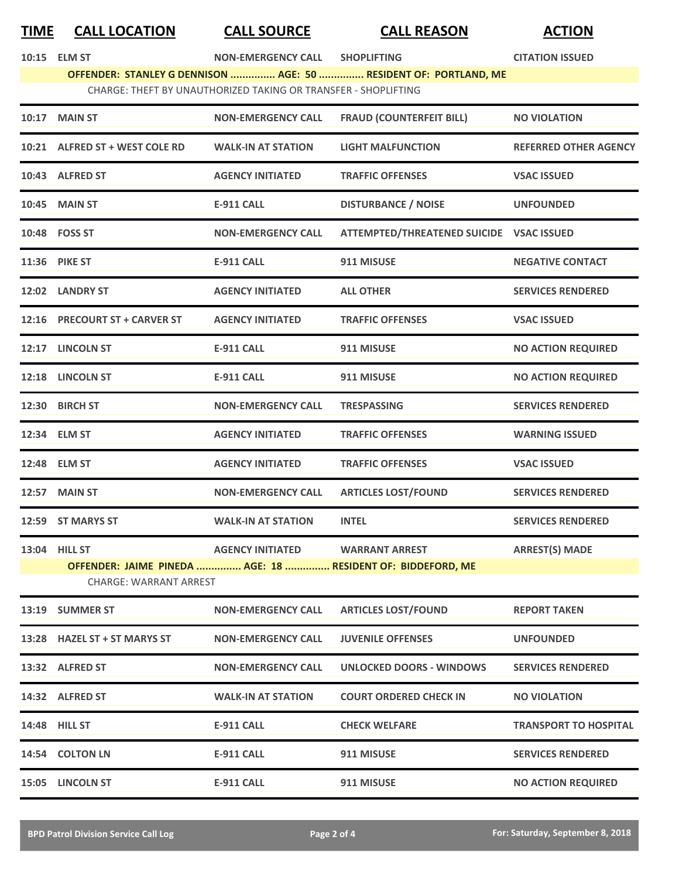| TIME | CALL LOCATION | CALL SOURCE | CALL REASON | ACTION |
|---|---|---|---|---|
| 10:15 | ELM ST | NON-EMERGENCY CALL | SHOPLIFTING | CITATION ISSUED |
| | OFFENDER: STANLEY G DENNISON ............... AGE: 50 ............... RESIDENT OF: PORTLAND, ME | | | |
| | CHARGE: THEFT BY UNAUTHORIZED TAKING OR TRANSFER - SHOPLIFTING | | | |
| 10:17 | MAIN ST | NON-EMERGENCY CALL | FRAUD (COUNTERFEIT BILL) | NO VIOLATION |
| 10:21 | ALFRED ST + WEST COLE RD | WALK-IN AT STATION | LIGHT MALFUNCTION | REFERRED OTHER AGENCY |
| 10:43 | ALFRED ST | AGENCY INITIATED | TRAFFIC OFFENSES | VSAC ISSUED |
| 10:45 | MAIN ST | E-911 CALL | DISTURBANCE / NOISE | UNFOUNDED |
| 10:48 | FOSS ST | NON-EMERGENCY CALL | ATTEMPTED/THREATENED SUICIDE | VSAC ISSUED |
| 11:36 | PIKE ST | E-911 CALL | 911 MISUSE | NEGATIVE CONTACT |
| 12:02 | LANDRY ST | AGENCY INITIATED | ALL OTHER | SERVICES RENDERED |
| 12:16 | PRECOURT ST + CARVER ST | AGENCY INITIATED | TRAFFIC OFFENSES | VSAC ISSUED |
| 12:17 | LINCOLN ST | E-911 CALL | 911 MISUSE | NO ACTION REQUIRED |
| 12:18 | LINCOLN ST | E-911 CALL | 911 MISUSE | NO ACTION REQUIRED |
| 12:30 | BIRCH ST | NON-EMERGENCY CALL | TRESPASSING | SERVICES RENDERED |
| 12:34 | ELM ST | AGENCY INITIATED | TRAFFIC OFFENSES | WARNING ISSUED |
| 12:48 | ELM ST | AGENCY INITIATED | TRAFFIC OFFENSES | VSAC ISSUED |
| 12:57 | MAIN ST | NON-EMERGENCY CALL | ARTICLES LOST/FOUND | SERVICES RENDERED |
| 12:59 | ST MARYS ST | WALK-IN AT STATION | INTEL | SERVICES RENDERED |
| 13:04 | HILL ST | AGENCY INITIATED | WARRANT ARREST | ARREST(S) MADE |
| | OFFENDER: JAIME PINEDA ............... AGE: 18 ............... RESIDENT OF: BIDDEFORD, ME | | | |
| | CHARGE: WARRANT ARREST | | | |
| 13:19 | SUMMER ST | NON-EMERGENCY CALL | ARTICLES LOST/FOUND | REPORT TAKEN |
| 13:28 | HAZEL ST + ST MARYS ST | NON-EMERGENCY CALL | JUVENILE OFFENSES | UNFOUNDED |
| 13:32 | ALFRED ST | NON-EMERGENCY CALL | UNLOCKED DOORS - WINDOWS | SERVICES RENDERED |
| 14:32 | ALFRED ST | WALK-IN AT STATION | COURT ORDERED CHECK IN | NO VIOLATION |
| 14:48 | HILL ST | E-911 CALL | CHECK WELFARE | TRANSPORT TO HOSPITAL |
| 14:54 | COLTON LN | E-911 CALL | 911 MISUSE | SERVICES RENDERED |
| 15:05 | LINCOLN ST | E-911 CALL | 911 MISUSE | NO ACTION REQUIRED |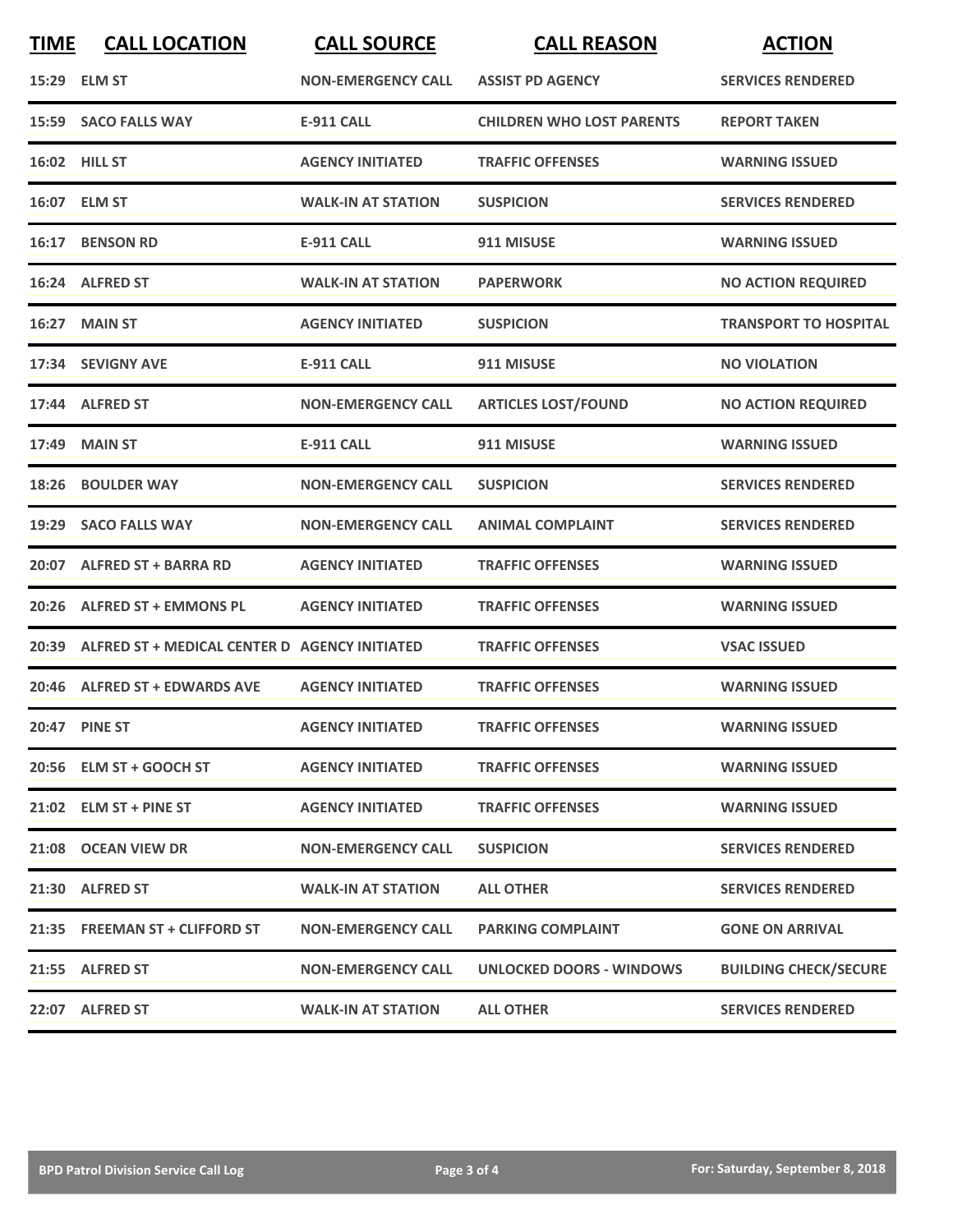| TIME | CALL LOCATION | CALL SOURCE | CALL REASON | ACTION |
|---|---|---|---|---|
| 15:29 | ELM ST | NON-EMERGENCY CALL | ASSIST PD AGENCY | SERVICES RENDERED |
| 15:59 | SACO FALLS WAY | E-911 CALL | CHILDREN WHO LOST PARENTS | REPORT TAKEN |
| 16:02 | HILL ST | AGENCY INITIATED | TRAFFIC OFFENSES | WARNING ISSUED |
| 16:07 | ELM ST | WALK-IN AT STATION | SUSPICION | SERVICES RENDERED |
| 16:17 | BENSON RD | E-911 CALL | 911 MISUSE | WARNING ISSUED |
| 16:24 | ALFRED ST | WALK-IN AT STATION | PAPERWORK | NO ACTION REQUIRED |
| 16:27 | MAIN ST | AGENCY INITIATED | SUSPICION | TRANSPORT TO HOSPITAL |
| 17:34 | SEVIGNY AVE | E-911 CALL | 911 MISUSE | NO VIOLATION |
| 17:44 | ALFRED ST | NON-EMERGENCY CALL | ARTICLES LOST/FOUND | NO ACTION REQUIRED |
| 17:49 | MAIN ST | E-911 CALL | 911 MISUSE | WARNING ISSUED |
| 18:26 | BOULDER WAY | NON-EMERGENCY CALL | SUSPICION | SERVICES RENDERED |
| 19:29 | SACO FALLS WAY | NON-EMERGENCY CALL | ANIMAL COMPLAINT | SERVICES RENDERED |
| 20:07 | ALFRED ST + BARRA RD | AGENCY INITIATED | TRAFFIC OFFENSES | WARNING ISSUED |
| 20:26 | ALFRED ST + EMMONS PL | AGENCY INITIATED | TRAFFIC OFFENSES | WARNING ISSUED |
| 20:39 | ALFRED ST + MEDICAL CENTER D | AGENCY INITIATED | TRAFFIC OFFENSES | VSAC ISSUED |
| 20:46 | ALFRED ST + EDWARDS AVE | AGENCY INITIATED | TRAFFIC OFFENSES | WARNING ISSUED |
| 20:47 | PINE ST | AGENCY INITIATED | TRAFFIC OFFENSES | WARNING ISSUED |
| 20:56 | ELM ST + GOOCH ST | AGENCY INITIATED | TRAFFIC OFFENSES | WARNING ISSUED |
| 21:02 | ELM ST + PINE ST | AGENCY INITIATED | TRAFFIC OFFENSES | WARNING ISSUED |
| 21:08 | OCEAN VIEW DR | NON-EMERGENCY CALL | SUSPICION | SERVICES RENDERED |
| 21:30 | ALFRED ST | WALK-IN AT STATION | ALL OTHER | SERVICES RENDERED |
| 21:35 | FREEMAN ST + CLIFFORD ST | NON-EMERGENCY CALL | PARKING COMPLAINT | GONE ON ARRIVAL |
| 21:55 | ALFRED ST | NON-EMERGENCY CALL | UNLOCKED DOORS - WINDOWS | BUILDING CHECK/SECURE |
| 22:07 | ALFRED ST | WALK-IN AT STATION | ALL OTHER | SERVICES RENDERED |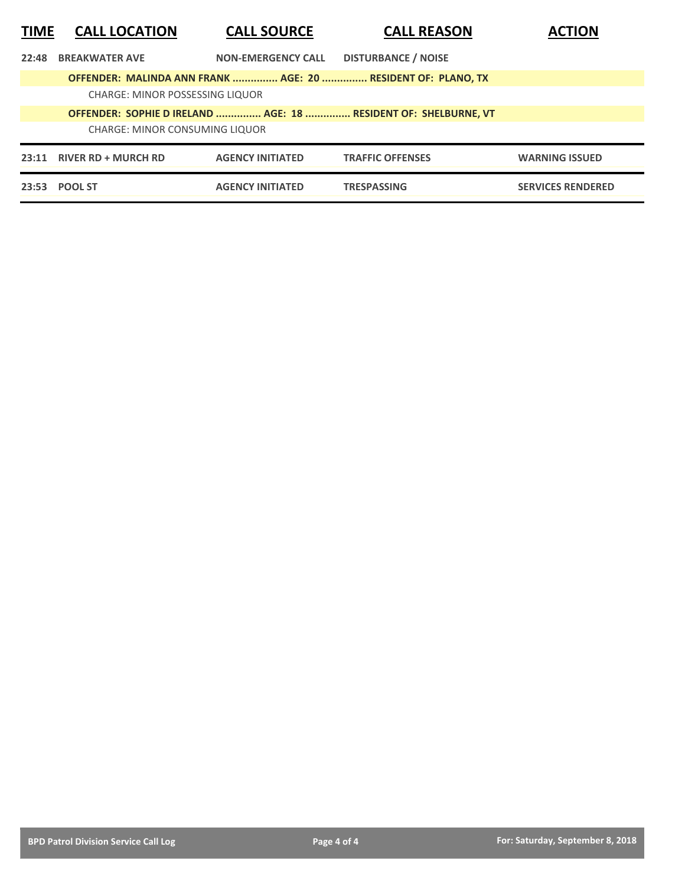| TIME | CALL LOCATION | CALL SOURCE | CALL REASON | ACTION |
| --- | --- | --- | --- | --- |
| 22:48 | BREAKWATER AVE | NON-EMERGENCY CALL | DISTURBANCE / NOISE | |
| | OFFENDER: MALINDA ANN FRANK ............... AGE: 20 ............... RESIDENT OF: PLANO, TX | | | |
| | CHARGE: MINOR POSSESSING LIQUOR | | | |
| | OFFENDER: SOPHIE D IRELAND ............... AGE: 18 ............... RESIDENT OF: SHELBURNE, VT | | | |
| | CHARGE: MINOR CONSUMING LIQUOR | | | |
| 23:11 | RIVER RD + MURCH RD | AGENCY INITIATED | TRAFFIC OFFENSES | WARNING ISSUED |
| 23:53 | POOL ST | AGENCY INITIATED | TRESPASSING | SERVICES RENDERED |